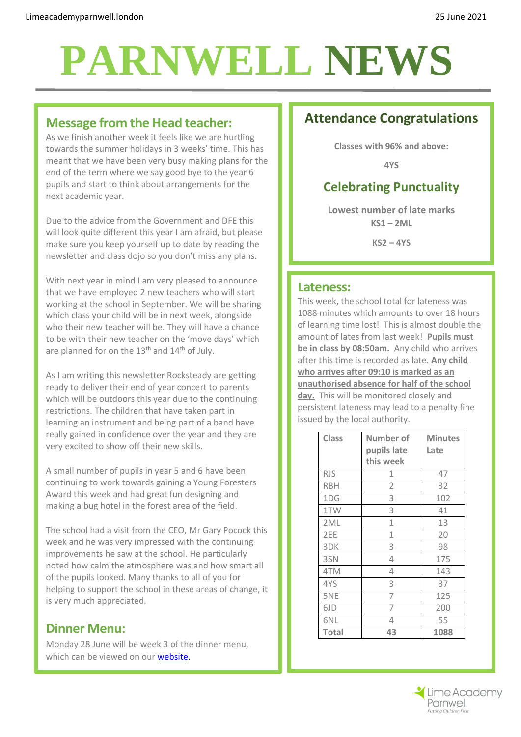Limeacademyparnwell.london

25 June 2021

# PARNWELL NEWS

## Message from the Head teacher:

As we finish another week it feels like we are hurtling towards the summer holidays in 3 weeks' time. This has meant that we have been very busy making plans for the end of the term where we say good bye to the year 6 pupils and start to think about arrangements for the next academic year.

Due to the advice from the Government and DFE this will look quite different this year I am afraid, but please make sure you keep yourself up to date by reading the newsletter and class dojo so you don't miss any plans.

With next year in mind I am very pleased to announce that we have employed 2 new teachers who will start working at the school in September. We will be sharing which class your child will be in next week, alongside who their new teacher will be. They will have a chance to be with their new teacher on the 'move days' which are planned for on the 13th and 14th of July.

As I am writing this newsletter Rocksteady are getting ready to deliver their end of year concert to parents which will be outdoors this year due to the continuing restrictions. The children that have taken part in learning an instrument and being part of a band have really gained in confidence over the year and they are very excited to show off their new skills.

A small number of pupils in year 5 and 6 have been continuing to work towards gaining a Young Foresters Award this week and had great fun designing and making a bug hotel in the forest area of the field.

The school had a visit from the CEO, Mr Gary Pocock this week and he was very impressed with the continuing improvements he saw at the school. He particularly noted how calm the atmosphere was and how smart all of the pupils looked. Many thanks to all of you for helping to support the school in these areas of change, it is very much appreciated.

## Dinner Menu:

Monday 28 June will be week 3 of the dinner menu, which can be viewed on our website.

## Attendance Congratulations

**Classes with 96% and above:**

**4YS**

## Celebrating Punctuality

**Lowest number of late marks**

**KS1 – 2ML**

**KS2 – 4YS**

## Lateness:

This week, the school total for lateness was 1088 minutes which amounts to over 18 hours of learning time lost! This is almost double the amount of lates from last week! **Pupils must be in class by 08:50am.** Any child who arrives after this time is recorded as late. **Any child who arrives after 09:10 is marked as an unauthorised absence for half of the school day.** This will be monitored closely and persistent lateness may lead to a penalty fine issued by the local authority.

| Class | Number of pupils late this week | Minutes Late |
|---|---|---|
| RJS | 1 | 47 |
| RBH | 2 | 32 |
| 1DG | 3 | 102 |
| 1TW | 3 | 41 |
| 2ML | 1 | 13 |
| 2EE | 1 | 20 |
| 3DK | 3 | 98 |
| 3SN | 4 | 175 |
| 4TM | 4 | 143 |
| 4YS | 3 | 37 |
| 5NE | 7 | 125 |
| 6JD | 7 | 200 |
| 6NL | 4 | 55 |
| **Total** | **43** | **1088** |

Lime Academy Parnwell

*Putting Children First*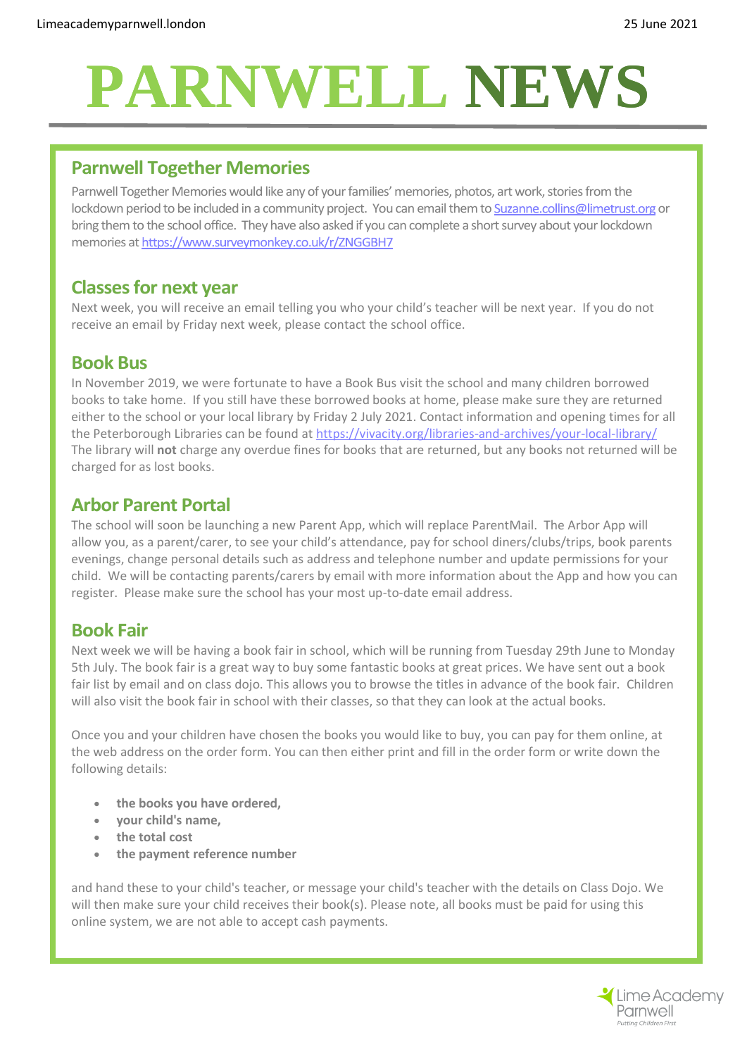# PARNWELL NEWS

## Parnwell Together Memories

Parnwell Together Memories would like any of your families' memories, photos, art work, stories from the lockdown period to be included in a community project. You can email them to Suzanne.collins@limetrust.org or bring them to the school office. They have also asked if you can complete a short survey about your lockdown memories at https://www.surveymonkey.co.uk/r/ZNGGBH7

## Classes for next year

Next week, you will receive an email telling you who your child's teacher will be next year. If you do not receive an email by Friday next week, please contact the school office.

## Book Bus

In November 2019, we were fortunate to have a Book Bus visit the school and many children borrowed books to take home. If you still have these borrowed books at home, please make sure they are returned either to the school or your local library by Friday 2 July 2021. Contact information and opening times for all the Peterborough Libraries can be found at https://vivacity.org/libraries-and-archives/your-local-library/ The library will **not** charge any overdue fines for books that are returned, but any books not returned will be charged for as lost books.

## Arbor Parent Portal

The school will soon be launching a new Parent App, which will replace ParentMail. The Arbor App will allow you, as a parent/carer, to see your child's attendance, pay for school diners/clubs/trips, book parents evenings, change personal details such as address and telephone number and update permissions for your child. We will be contacting parents/carers by email with more information about the App and how you can register. Please make sure the school has your most up-to-date email address.

## Book Fair

Next week we will be having a book fair in school, which will be running from Tuesday 29th June to Monday 5th July. The book fair is a great way to buy some fantastic books at great prices. We have sent out a book fair list by email and on class dojo. This allows you to browse the titles in advance of the book fair. Children will also visit the book fair in school with their classes, so that they can look at the actual books.

Once you and your children have chosen the books you would like to buy, you can pay for them online, at the web address on the order form. You can then either print and fill in the order form or write down the following details:

- **the books you have ordered,**
- **your child's name,**
- **the total cost**
- **the payment reference number**

and hand these to your child's teacher, or message your child's teacher with the details on Class Dojo. We will then make sure your child receives their book(s). Please note, all books must be paid for using this online system, we are not able to accept cash payments.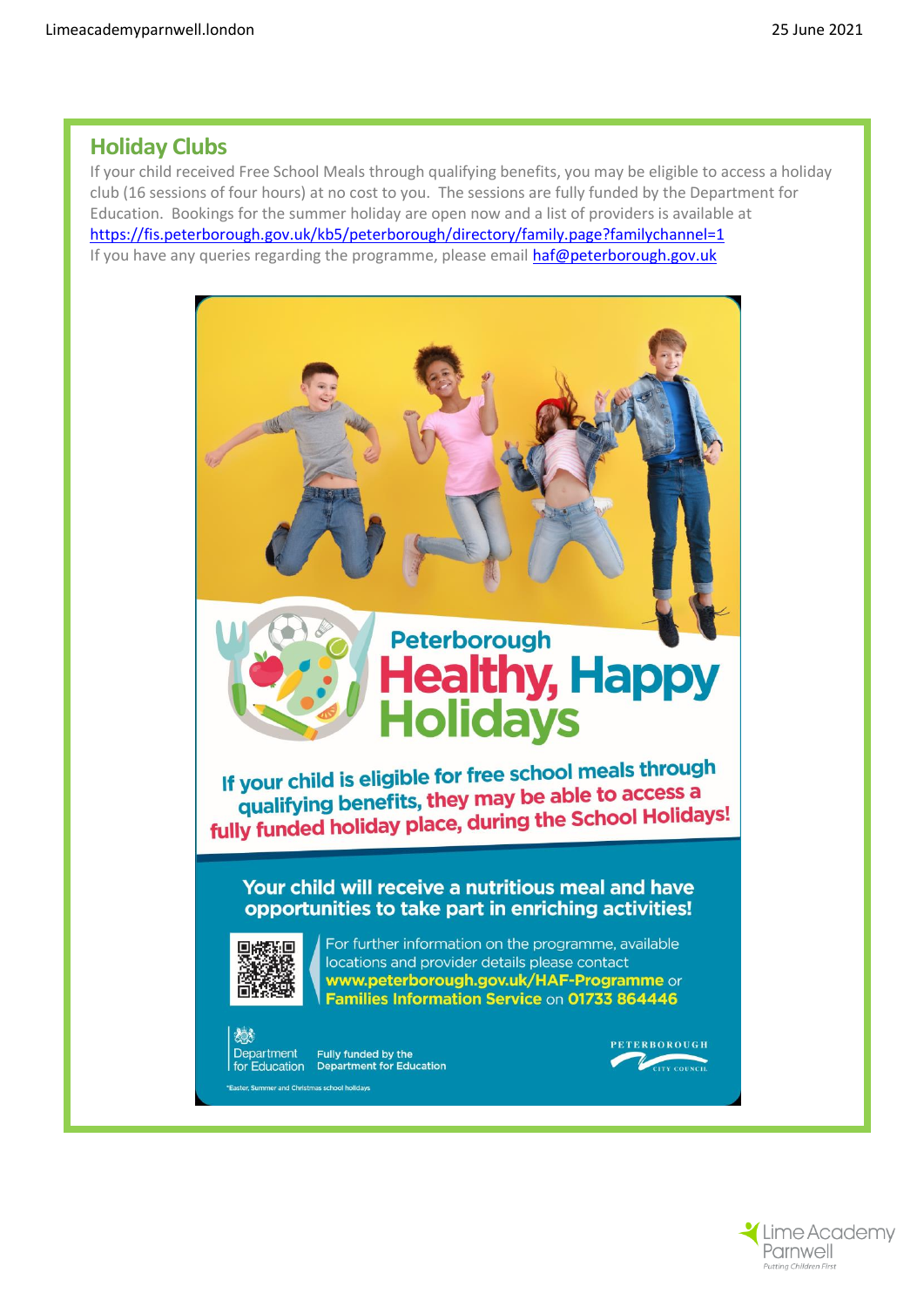## Holiday Clubs

If your child received Free School Meals through qualifying benefits, you may be eligible to access a holiday club (16 sessions of four hours) at no cost to you. The sessions are fully funded by the Department for Education. Bookings for the summer holiday are open now and a list of providers is available at https://fis.peterborough.gov.uk/kb5/peterborough/directory/family.page?familychannel=1

If you have any queries regarding the programme, please email haf@peterborough.gov.uk

Peterborough

# Healthy, Happy Holidays

**If your child is eligible for free school meals through qualifying benefits, they may be able to access a fully funded holiday place, during the School Holidays!**

**Your child will receive a nutritious meal and have opportunities to take part in enriching activities!**

For further information on the programme, available locations and provider details please contact **www.peterborough.gov.uk/HAF-Programme** or **Families Information Service** on **01733 864446**

Department for Education — Fully funded by the Department for Education

PETERBOROUGH CITY COUNCIL

*Easter, Summer and Christmas school holidays